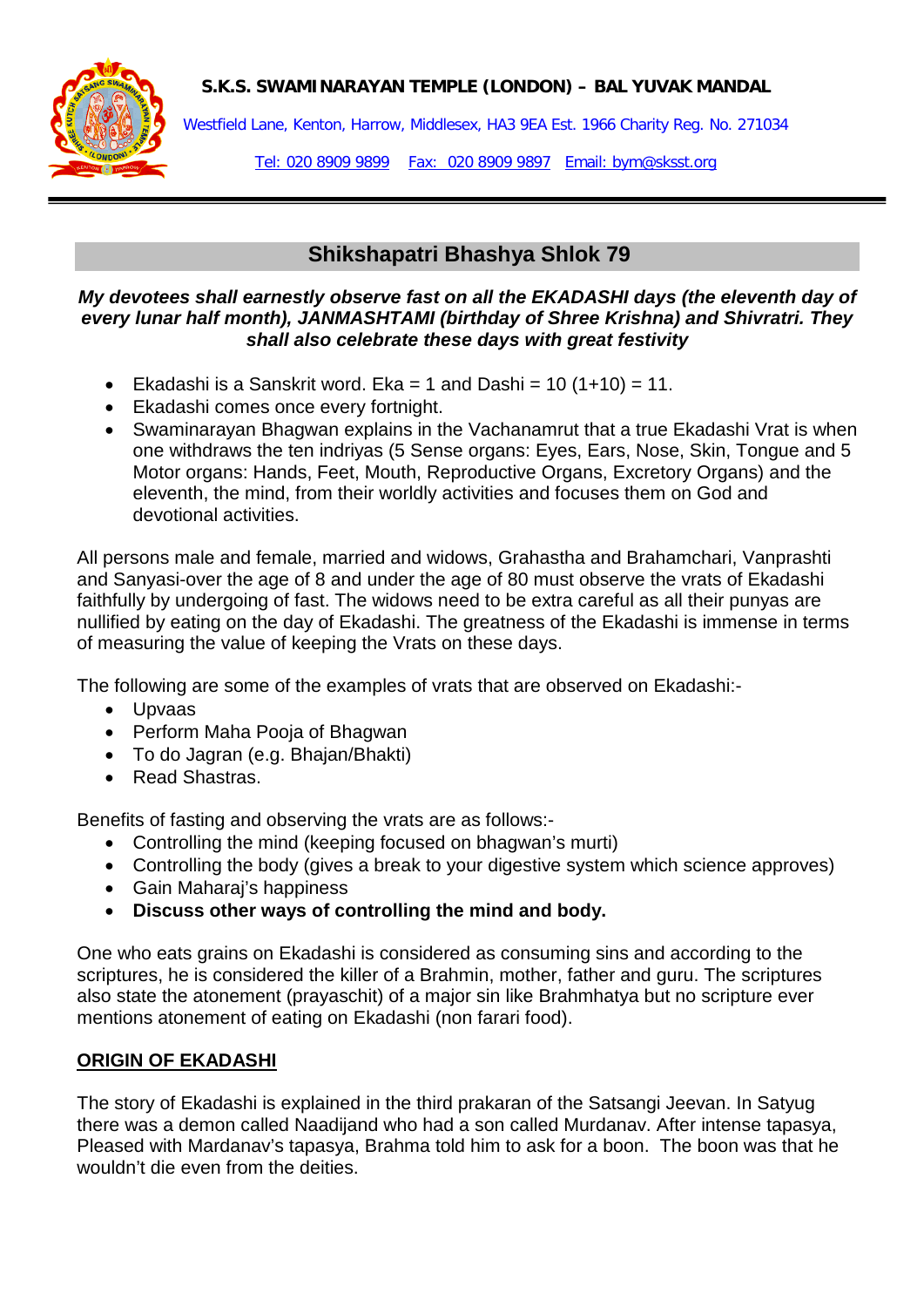**S.K.S. SWAMINARAYAN TEMPLE (LONDON) – BAL YUVAK MANDAL**

Westfield Lane, Kenton, Harrow, Middlesex, HA3 9EA Est. 1966 Charity Reg. No. 271034

Tel: 020 8909 9899 Fax: 020 8909 9897 Email: bym@sksst.org

## Shikshapatri Bhashya Shlok 79

***My devotees shall earnestly observe fast on all the EKADASHI days (the eleventh day of every lunar half month), JANMASHTAMI (birthday of Shree Krishna) and Shivratri. They shall also celebrate these days with great festivity***

- Ekadashi is a Sanskrit word. Eka = 1 and Dashi = 10 (1+10) = 11.
- Ekadashi comes once every fortnight.
- Swaminarayan Bhagwan explains in the Vachanamrut that a true Ekadashi Vrat is when one withdraws the ten indriyas (5 Sense organs: Eyes, Ears, Nose, Skin, Tongue and 5 Motor organs: Hands, Feet, Mouth, Reproductive Organs, Excretory Organs) and the eleventh, the mind, from their worldly activities and focuses them on God and devotional activities.

All persons male and female, married and widows, Grahastha and Brahamchari, Vanprashti and Sanyasi-over the age of 8 and under the age of 80 must observe the vrats of Ekadashi faithfully by undergoing of fast. The widows need to be extra careful as all their punyas are nullified by eating on the day of Ekadashi. The greatness of the Ekadashi is immense in terms of measuring the value of keeping the Vrats on these days.

The following are some of the examples of vrats that are observed on Ekadashi:-

- Upvaas
- Perform Maha Pooja of Bhagwan
- To do Jagran (e.g. Bhajan/Bhakti)
- Read Shastras.

Benefits of fasting and observing the vrats are as follows:-

- Controlling the mind (keeping focused on bhagwan's murti)
- Controlling the body (gives a break to your digestive system which science approves)
- Gain Maharaj's happiness
- **Discuss other ways of controlling the mind and body.**

One who eats grains on Ekadashi is considered as consuming sins and according to the scriptures, he is considered the killer of a Brahmin, mother, father and guru. The scriptures also state the atonement (prayaschit) of a major sin like Brahmhatya but no scripture ever mentions atonement of eating on Ekadashi (non farari food).

**<u>ORIGIN OF EKADASHI</u>**

The story of Ekadashi is explained in the third prakaran of the Satsangi Jeevan. In Satyug there was a demon called Naadijand who had a son called Murdanav. After intense tapasya, Pleased with Mardanav's tapasya, Brahma told him to ask for a boon. The boon was that he wouldn't die even from the deities.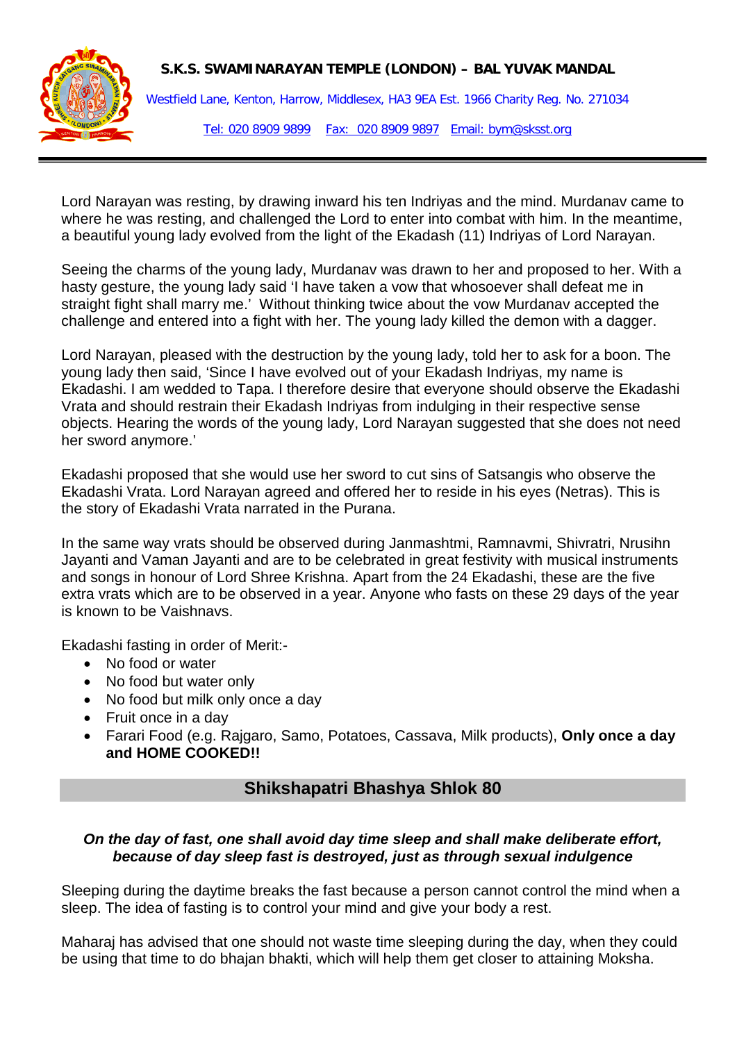Lord Narayan was resting, by drawing inward his ten Indriyas and the mind. Murdanav came to where he was resting, and challenged the Lord to enter into combat with him. In the meantime, a beautiful young lady evolved from the light of the Ekadash (11) Indriyas of Lord Narayan.

Seeing the charms of the young lady, Murdanav was drawn to her and proposed to her. With a hasty gesture, the young lady said 'I have taken a vow that whosoever shall defeat me in straight fight shall marry me.' Without thinking twice about the vow Murdanav accepted the challenge and entered into a fight with her. The young lady killed the demon with a dagger.

Lord Narayan, pleased with the destruction by the young lady, told her to ask for a boon. The young lady then said, 'Since I have evolved out of your Ekadash Indriyas, my name is Ekadashi. I am wedded to Tapa. I therefore desire that everyone should observe the Ekadashi Vrata and should restrain their Ekadash Indriyas from indulging in their respective sense objects. Hearing the words of the young lady, Lord Narayan suggested that she does not need her sword anymore.'

Ekadashi proposed that she would use her sword to cut sins of Satsangis who observe the Ekadashi Vrata. Lord Narayan agreed and offered her to reside in his eyes (Netras). This is the story of Ekadashi Vrata narrated in the Purana.

In the same way vrats should be observed during Janmashtmi, Ramnavmi, Shivratri, Nrusihn Jayanti and Vaman Jayanti and are to be celebrated in great festivity with musical instruments and songs in honour of Lord Shree Krishna. Apart from the 24 Ekadashi, these are the five extra vrats which are to be observed in a year. Anyone who fasts on these 29 days of the year is known to be Vaishnavs.

Ekadashi fasting in order of Merit:-

- No food or water
- No food but water only
- No food but milk only once a day
- Fruit once in a day
- Farari Food (e.g. Rajgaro, Samo, Potatoes, Cassava, Milk products), **Only once a day and HOME COOKED!!**

## Shikshapatri Bhashya Shlok 80

***On the day of fast, one shall avoid day time sleep and shall make deliberate effort, because of day sleep fast is destroyed, just as through sexual indulgence***

Sleeping during the daytime breaks the fast because a person cannot control the mind when a sleep. The idea of fasting is to control your mind and give your body a rest.

Maharaj has advised that one should not waste time sleeping during the day, when they could be using that time to do bhajan bhakti, which will help them get closer to attaining Moksha.